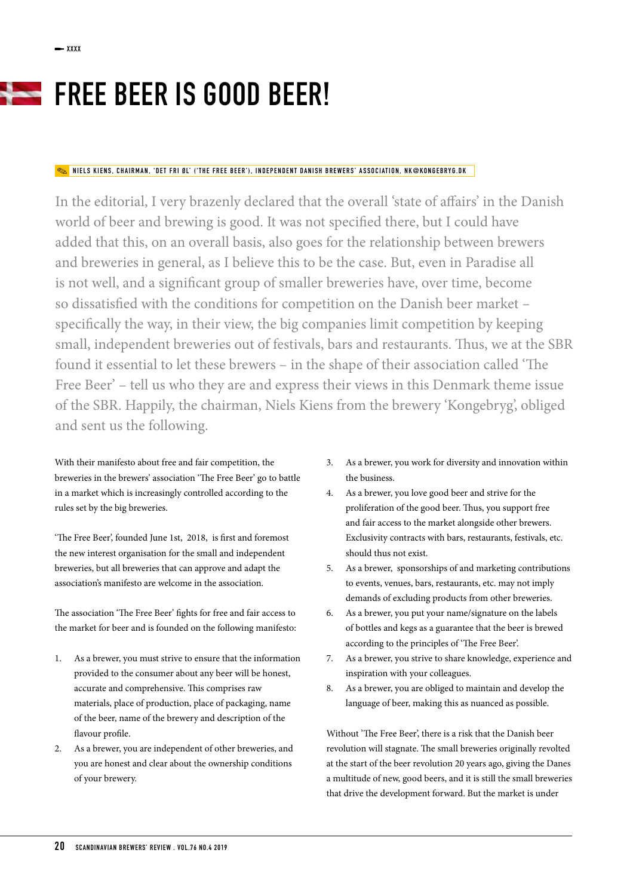# FREE BEER IS GOOD BEER!

NIELS KIENS, CHAIRMAN, 'DET FRI ØL' ('THE FREE BEER'), INDEPENDENT DANISH BREWERS' ASSOCIATION, NK@KONGEBRYG.DK

In the editorial, I very brazenly declared that the overall 'state of affairs' in the Danish world of beer and brewing is good. It was not specified there, but I could have added that this, on an overall basis, also goes for the relationship between brewers and breweries in general, as I believe this to be the case. But, even in Paradise all is not well, and a significant group of smaller breweries have, over time, become so dissatisfied with the conditions for competition on the Danish beer market – specifically the way, in their view, the big companies limit competition by keeping small, independent breweries out of festivals, bars and restaurants. Thus, we at the SBR found it essential to let these brewers – in the shape of their association called 'The Free Beer' – tell us who they are and express their views in this Denmark theme issue of the SBR. Happily, the chairman, Niels Kiens from the brewery 'Kongebryg', obliged and sent us the following.

With their manifesto about free and fair competition, the breweries in the brewers' association 'The Free Beer' go to battle in a market which is increasingly controlled according to the rules set by the big breweries.

'The Free Beer', founded June 1st, 2018, is first and foremost the new interest organisation for the small and independent breweries, but all breweries that can approve and adapt the association's manifesto are welcome in the association.

The association 'The Free Beer' fights for free and fair access to the market for beer and is founded on the following manifesto:

1. As a brewer, you must strive to ensure that the information provided to the consumer about any beer will be honest, accurate and comprehensive. This comprises raw materials, place of production, place of packaging, name of the beer, name of the brewery and description of the flavour profile.
2. As a brewer, you are independent of other breweries, and you are honest and clear about the ownership conditions of your brewery.
3. As a brewer, you work for diversity and innovation within the business.
4. As a brewer, you love good beer and strive for the proliferation of the good beer. Thus, you support free and fair access to the market alongside other brewers. Exclusivity contracts with bars, restaurants, festivals, etc. should thus not exist.
5. As a brewer, sponsorships of and marketing contributions to events, venues, bars, restaurants, etc. may not imply demands of excluding products from other breweries.
6. As a brewer, you put your name/signature on the labels of bottles and kegs as a guarantee that the beer is brewed according to the principles of 'The Free Beer'.
7. As a brewer, you strive to share knowledge, experience and inspiration with your colleagues.
8. As a brewer, you are obliged to maintain and develop the language of beer, making this as nuanced as possible.

Without 'The Free Beer', there is a risk that the Danish beer revolution will stagnate. The small breweries originally revolted at the start of the beer revolution 20 years ago, giving the Danes a multitude of new, good beers, and it is still the small breweries that drive the development forward. But the market is under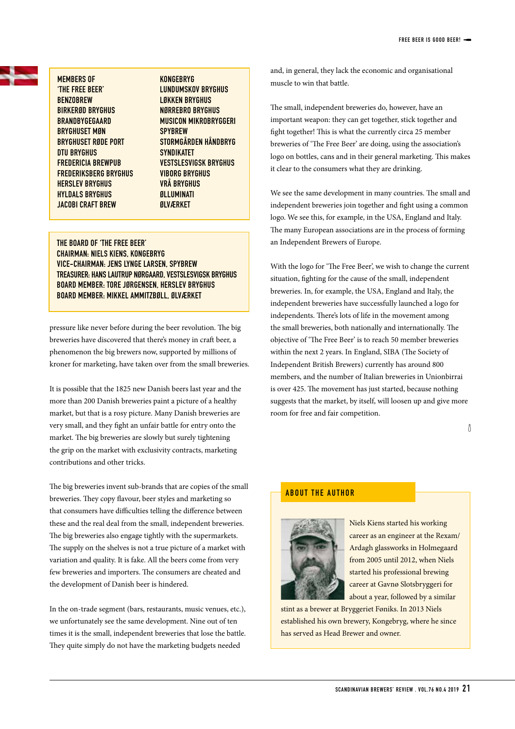**MEMBERS OF 'THE FREE BEER'**

- BENZOBREW
- BIRKERØD BRYGHUS
- BRANDBYGEGAARD
- BRYGHUSET MØN
- BRYGHUSET RØDE PORT
- DTU BRYGHUS
- FREDERICIA BREWPUB
- FREDERIKSBERG BRYGHUS
- HERSLEV BRYGHUS
- HYLDALS BRYGHUS
- JACOBI CRAFT BREW
- KONGEBRYG
- LUNDUMSKOV BRYGHUS
- LØKKEN BRYGHUS
- NØRREBRO BRYGHUS
- MUSICON MIKROBRYGGERI
- SPYBREW
- STORMGÅRDEN HÅNDBRYG
- SYNDIKATET
- VESTSLESVIGSK BRYGHUS
- VIBORG BRYGHUS
- VRÅ BRYGHUS
- ØLLUMINATI
- ØLVÆRKET

**THE BOARD OF 'THE FREE BEER'**

CHAIRMAN: NIELS KIENS, KONGEBRYG
VICE-CHAIRMAN: JENS LYNGE LARSEN, SPYBREW
TREASURER: HANS LAUTRUP NØRGAARD, VESTSLESVIGSK BRYGHUS
BOARD MEMBER: TORE JØRGENSEN, HERSLEV BRYGHUS
BOARD MEMBER: MIKKEL AMMITZBØLL, ØLVÆRKET

pressure like never before during the beer revolution. The big breweries have discovered that there's money in craft beer, a phenomenon the big brewers now, supported by millions of kroner for marketing, have taken over from the small breweries.

It is possible that the 1825 new Danish beers last year and the more than 200 Danish breweries paint a picture of a healthy market, but that is a rosy picture. Many Danish breweries are very small, and they fight an unfair battle for entry onto the market. The big breweries are slowly but surely tightening the grip on the market with exclusivity contracts, marketing contributions and other tricks.

The big breweries invent sub-brands that are copies of the small breweries. They copy flavour, beer styles and marketing so that consumers have difficulties telling the difference between these and the real deal from the small, independent breweries. The big breweries also engage tightly with the supermarkets. The supply on the shelves is not a true picture of a market with variation and quality. It is fake. All the beers come from very few breweries and importers. The consumers are cheated and the development of Danish beer is hindered.

In the on-trade segment (bars, restaurants, music venues, etc.), we unfortunately see the same development. Nine out of ten times it is the small, independent breweries that lose the battle. They quite simply do not have the marketing budgets needed and, in general, they lack the economic and organisational muscle to win that battle.

The small, independent breweries do, however, have an important weapon: they can get together, stick together and fight together! This is what the currently circa 25 member breweries of 'The Free Beer' are doing, using the association's logo on bottles, cans and in their general marketing. This makes it clear to the consumers what they are drinking.

We see the same development in many countries. The small and independent breweries join together and fight using a common logo. We see this, for example, in the USA, England and Italy. The many European associations are in the process of forming an Independent Brewers of Europe.

With the logo for 'The Free Beer', we wish to change the current situation, fighting for the cause of the small, independent breweries. In, for example, the USA, England and Italy, the independent breweries have successfully launched a logo for independents. There's lots of life in the movement among the small breweries, both nationally and internationally. The objective of 'The Free Beer' is to reach 50 member breweries within the next 2 years. In England, SIBA (The Society of Independent British Brewers) currently has around 800 members, and the number of Italian breweries in Unionbirrai is over 425. The movement has just started, because nothing suggests that the market, by itself, will loosen up and give more room for free and fair competition.

## ABOUT THE AUTHOR

Niels Kiens started his working career as an engineer at the Rexam/Ardagh glassworks in Holmegaard from 2005 until 2012, when Niels started his professional brewing career at Gavnø Slotsbryggeri for about a year, followed by a similar stint as a brewer at Bryggeriet Føniks. In 2013 Niels established his own brewery, Kongebryg, where he since has served as Head Brewer and owner.